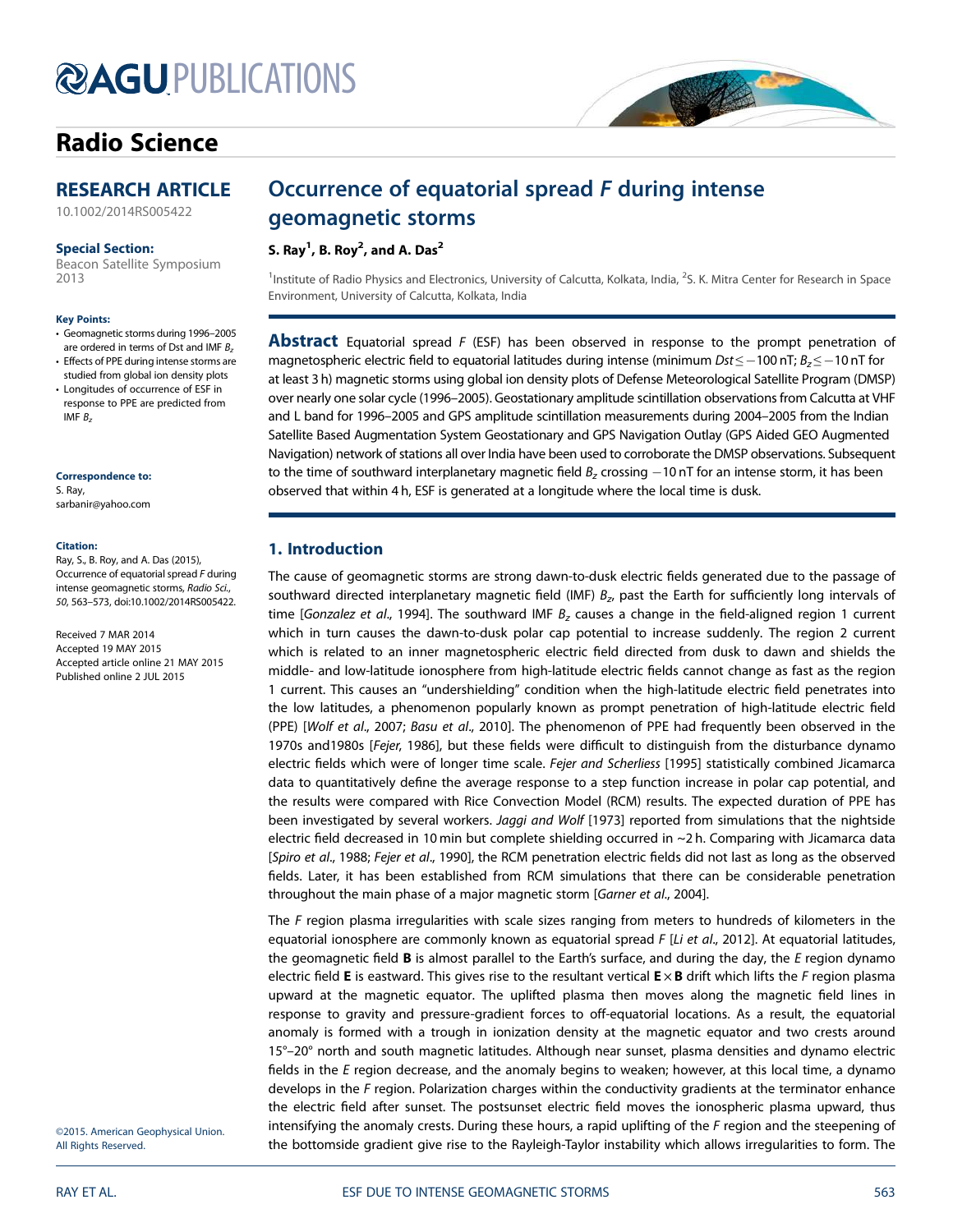# Radio Science

## RESEARCH ARTICLE

10.1002/2014RS005422

**Special Section:**
Beacon Satellite Symposium 2013

**Key Points:**
- Geomagnetic storms during 1996–2005 are ordered in terms of Dst and IMF $B_z$
- Effects of PPE during intense storms are studied from global ion density plots
- Longitudes of occurrence of ESF in response to PPE are predicted from IMF $B_z$

**Correspondence to:**
S. Ray,
sarbanir@yahoo.com

**Citation:**
Ray, S., B. Roy, and A. Das (2015), Occurrence of equatorial spread *F* during intense geomagnetic storms, *Radio Sci.*, *50*, 563–573, doi:10.1002/2014RS005422.

Received 7 MAR 2014
Accepted 19 MAY 2015
Accepted article online 21 MAY 2015
Published online 2 JUL 2015

©2015. American Geophysical Union. All Rights Reserved.

# Occurrence of equatorial spread *F* during intense geomagnetic storms

**S. Ray[1], B. Roy[2], and A. Das[2]**

[1]Institute of Radio Physics and Electronics, University of Calcutta, Kolkata, India, [2]S. K. Mitra Center for Research in Space Environment, University of Calcutta, Kolkata, India

**Abstract** Equatorial spread *F* (ESF) has been observed in response to the prompt penetration of magnetospheric electric field to equatorial latitudes during intense (minimum $Dst \leq -100$ nT; $B_z \leq -10$ nT for at least 3 h) magnetic storms using global ion density plots of Defense Meteorological Satellite Program (DMSP) over nearly one solar cycle (1996–2005). Geostationary amplitude scintillation observations from Calcutta at VHF and L band for 1996–2005 and GPS amplitude scintillation measurements during 2004–2005 from the Indian Satellite Based Augmentation System Geostationary and GPS Navigation Outlay (GPS Aided GEO Augmented Navigation) network of stations all over India have been used to corroborate the DMSP observations. Subsequent to the time of southward interplanetary magnetic field $B_z$ crossing $-10$ nT for an intense storm, it has been observed that within 4 h, ESF is generated at a longitude where the local time is dusk.

## 1. Introduction

The cause of geomagnetic storms are strong dawn-to-dusk electric fields generated due to the passage of southward directed interplanetary magnetic field (IMF) $B_z$, past the Earth for sufficiently long intervals of time [*Gonzalez et al.*, 1994]. The southward IMF $B_z$ causes a change in the field-aligned region 1 current which in turn causes the dawn-to-dusk polar cap potential to increase suddenly. The region 2 current which is related to an inner magnetospheric electric field directed from dusk to dawn and shields the middle- and low-latitude ionosphere from high-latitude electric fields cannot change as fast as the region 1 current. This causes an "undershielding" condition when the high-latitude electric field penetrates into the low latitudes, a phenomenon popularly known as prompt penetration of high-latitude electric field (PPE) [*Wolf et al.*, 2007; *Basu et al.*, 2010]. The phenomenon of PPE had frequently been observed in the 1970s and1980s [*Fejer*, 1986], but these fields were difficult to distinguish from the disturbance dynamo electric fields which were of longer time scale. *Fejer and Scherliess* [1995] statistically combined Jicamarca data to quantitatively define the average response to a step function increase in polar cap potential, and the results were compared with Rice Convection Model (RCM) results. The expected duration of PPE has been investigated by several workers. *Jaggi and Wolf* [1973] reported from simulations that the nightside electric field decreased in 10 min but complete shielding occurred in ~2 h. Comparing with Jicamarca data [*Spiro et al.*, 1988; *Fejer et al.*, 1990], the RCM penetration electric fields did not last as long as the observed fields. Later, it has been established from RCM simulations that there can be considerable penetration throughout the main phase of a major magnetic storm [*Garner et al.*, 2004].

The *F* region plasma irregularities with scale sizes ranging from meters to hundreds of kilometers in the equatorial ionosphere are commonly known as equatorial spread *F* [*Li et al.*, 2012]. At equatorial latitudes, the geomagnetic field **B** is almost parallel to the Earth's surface, and during the day, the *E* region dynamo electric field **E** is eastward. This gives rise to the resultant vertical **E** × **B** drift which lifts the *F* region plasma upward at the magnetic equator. The uplifted plasma then moves along the magnetic field lines in response to gravity and pressure-gradient forces to off-equatorial locations. As a result, the equatorial anomaly is formed with a trough in ionization density at the magnetic equator and two crests around 15°–20° north and south magnetic latitudes. Although near sunset, plasma densities and dynamo electric fields in the *E* region decrease, and the anomaly begins to weaken; however, at this local time, a dynamo develops in the *F* region. Polarization charges within the conductivity gradients at the terminator enhance the electric field after sunset. The postsunset electric field moves the ionospheric plasma upward, thus intensifying the anomaly crests. During these hours, a rapid uplifting of the *F* region and the steepening of the bottomside gradient give rise to the Rayleigh-Taylor instability which allows irregularities to form. The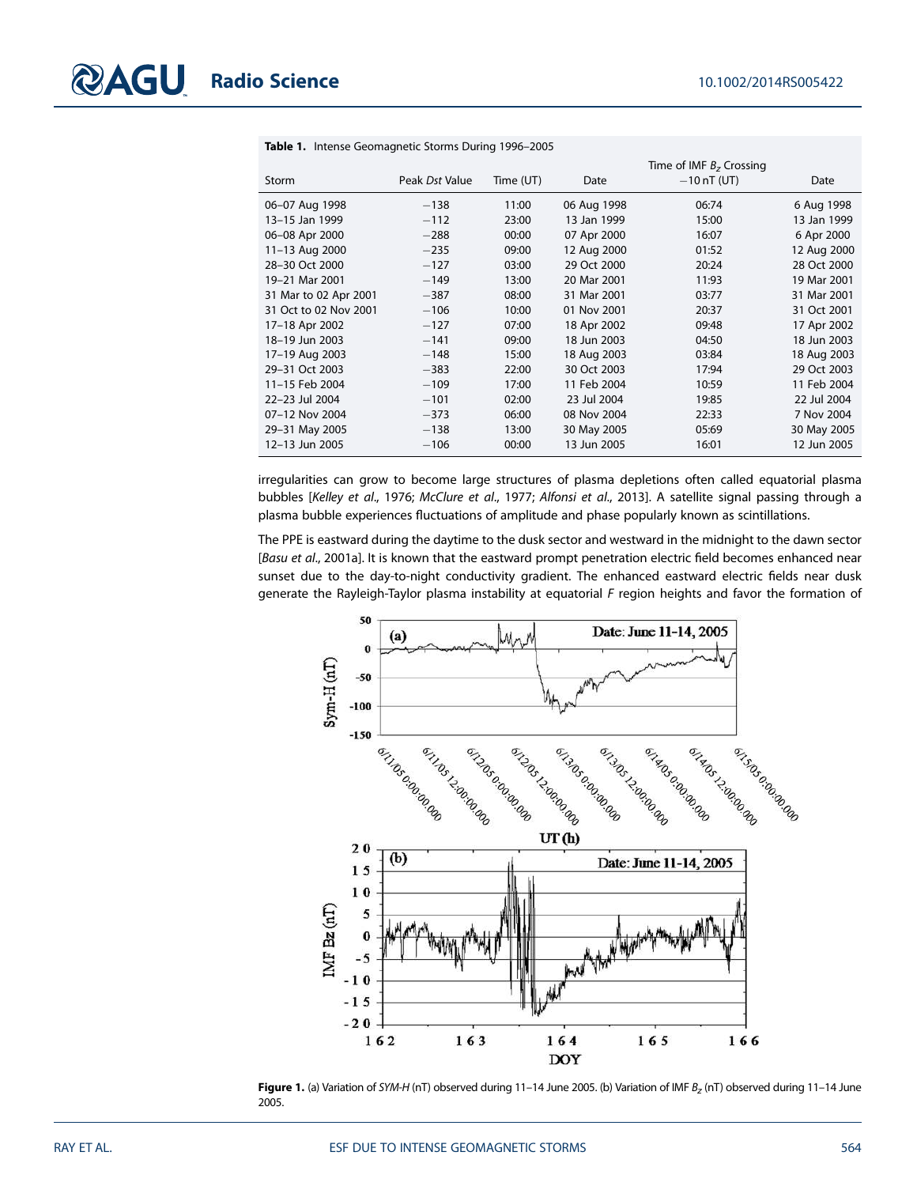**Table 1.** Intense Geomagnetic Storms During 1996–2005

| Storm | Peak *Dst* Value | Time (UT) | Date | Time of IMF $B_z$ Crossing −10 nT (UT) | Date |
|---|---|---|---|---|---|
| 06–07 Aug 1998 | −138 | 11:00 | 06 Aug 1998 | 06:74 | 6 Aug 1998 |
| 13–15 Jan 1999 | −112 | 23:00 | 13 Jan 1999 | 15:00 | 13 Jan 1999 |
| 06–08 Apr 2000 | −288 | 00:00 | 07 Apr 2000 | 16:07 | 6 Apr 2000 |
| 11–13 Aug 2000 | −235 | 09:00 | 12 Aug 2000 | 01:52 | 12 Aug 2000 |
| 28–30 Oct 2000 | −127 | 03:00 | 29 Oct 2000 | 20:24 | 28 Oct 2000 |
| 19–21 Mar 2001 | −149 | 13:00 | 20 Mar 2001 | 11:93 | 19 Mar 2001 |
| 31 Mar to 02 Apr 2001 | −387 | 08:00 | 31 Mar 2001 | 03:77 | 31 Mar 2001 |
| 31 Oct to 02 Nov 2001 | −106 | 10:00 | 01 Nov 2001 | 20:37 | 31 Oct 2001 |
| 17–18 Apr 2002 | −127 | 07:00 | 18 Apr 2002 | 09:48 | 17 Apr 2002 |
| 18–19 Jun 2003 | −141 | 09:00 | 18 Jun 2003 | 04:50 | 18 Jun 2003 |
| 17–19 Aug 2003 | −148 | 15:00 | 18 Aug 2003 | 03:84 | 18 Aug 2003 |
| 29–31 Oct 2003 | −383 | 22:00 | 30 Oct 2003 | 17:94 | 29 Oct 2003 |
| 11–15 Feb 2004 | −109 | 17:00 | 11 Feb 2004 | 10:59 | 11 Feb 2004 |
| 22–23 Jul 2004 | −101 | 02:00 | 23 Jul 2004 | 19:85 | 22 Jul 2004 |
| 07–12 Nov 2004 | −373 | 06:00 | 08 Nov 2004 | 22:33 | 7 Nov 2004 |
| 29–31 May 2005 | −138 | 13:00 | 30 May 2005 | 05:69 | 30 May 2005 |
| 12–13 Jun 2005 | −106 | 00:00 | 13 Jun 2005 | 16:01 | 12 Jun 2005 |

irregularities can grow to become large structures of plasma depletions often called equatorial plasma bubbles [*Kelley et al.*, 1976; *McClure et al.*, 1977; *Alfonsi et al.*, 2013]. A satellite signal passing through a plasma bubble experiences fluctuations of amplitude and phase popularly known as scintillations.

The PPE is eastward during the daytime to the dusk sector and westward in the midnight to the dawn sector [*Basu et al.*, 2001a]. It is known that the eastward prompt penetration electric field becomes enhanced near sunset due to the day-to-night conductivity gradient. The enhanced eastward electric fields near dusk generate the Rayleigh-Taylor plasma instability at equatorial *F* region heights and favor the formation of

**Figure 1.** (a) Variation of *SYM-H* (nT) observed during 11–14 June 2005. (b) Variation of IMF $B_z$ (nT) observed during 11–14 June 2005.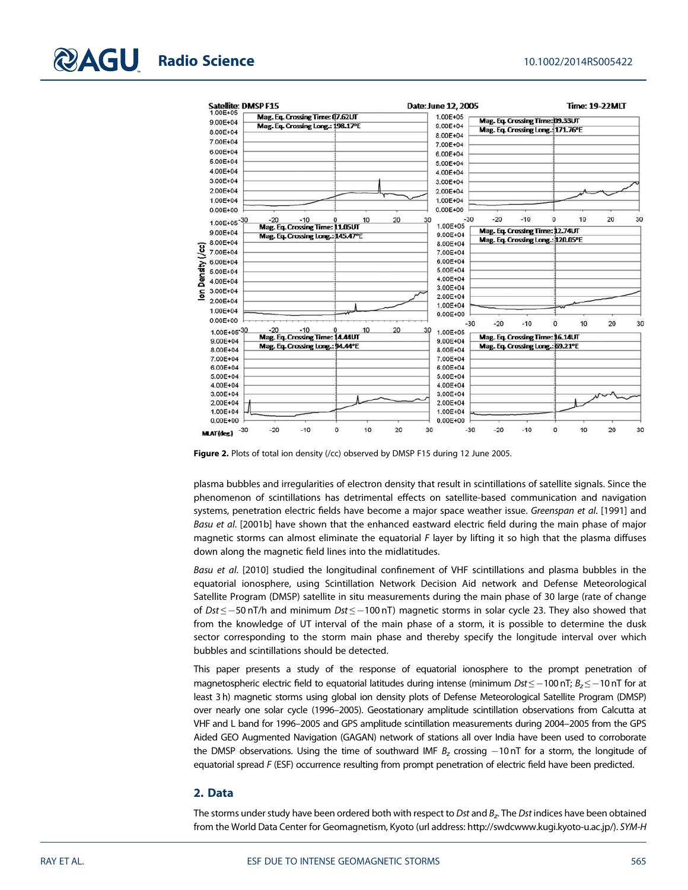**Figure 2.** Plots of total ion density (/cc) observed by DMSP F15 during 12 June 2005.

plasma bubbles and irregularities of electron density that result in scintillations of satellite signals. Since the phenomenon of scintillations has detrimental effects on satellite-based communication and navigation systems, penetration electric fields have become a major space weather issue. *Greenspan et al*. [1991] and *Basu et al*. [2001b] have shown that the enhanced eastward electric field during the main phase of major magnetic storms can almost eliminate the equatorial *F* layer by lifting it so high that the plasma diffuses down along the magnetic field lines into the midlatitudes.

*Basu et al*. [2010] studied the longitudinal confinement of VHF scintillations and plasma bubbles in the equatorial ionosphere, using Scintillation Network Decision Aid network and Defense Meteorological Satellite Program (DMSP) satellite in situ measurements during the main phase of 30 large (rate of change of $Dst \leq -50$ nT/h and minimum $Dst \leq -100$ nT) magnetic storms in solar cycle 23. They also showed that from the knowledge of UT interval of the main phase of a storm, it is possible to determine the dusk sector corresponding to the storm main phase and thereby specify the longitude interval over which bubbles and scintillations should be detected.

This paper presents a study of the response of equatorial ionosphere to the prompt penetration of magnetospheric electric field to equatorial latitudes during intense (minimum $Dst \leq -100$ nT; $B_z \leq -10$ nT for at least 3 h) magnetic storms using global ion density plots of Defense Meteorological Satellite Program (DMSP) over nearly one solar cycle (1996–2005). Geostationary amplitude scintillation observations from Calcutta at VHF and L band for 1996–2005 and GPS amplitude scintillation measurements during 2004–2005 from the GPS Aided GEO Augmented Navigation (GAGAN) network of stations all over India have been used to corroborate the DMSP observations. Using the time of southward IMF $B_z$ crossing $-10$ nT for a storm, the longitude of equatorial spread *F* (ESF) occurrence resulting from prompt penetration of electric field have been predicted.

## 2. Data

The storms under study have been ordered both with respect to *Dst* and $B_z$. The *Dst* indices have been obtained from the World Data Center for Geomagnetism, Kyoto (url address: http://swdcwww.kugi.kyoto-u.ac.jp/). *SYM-H*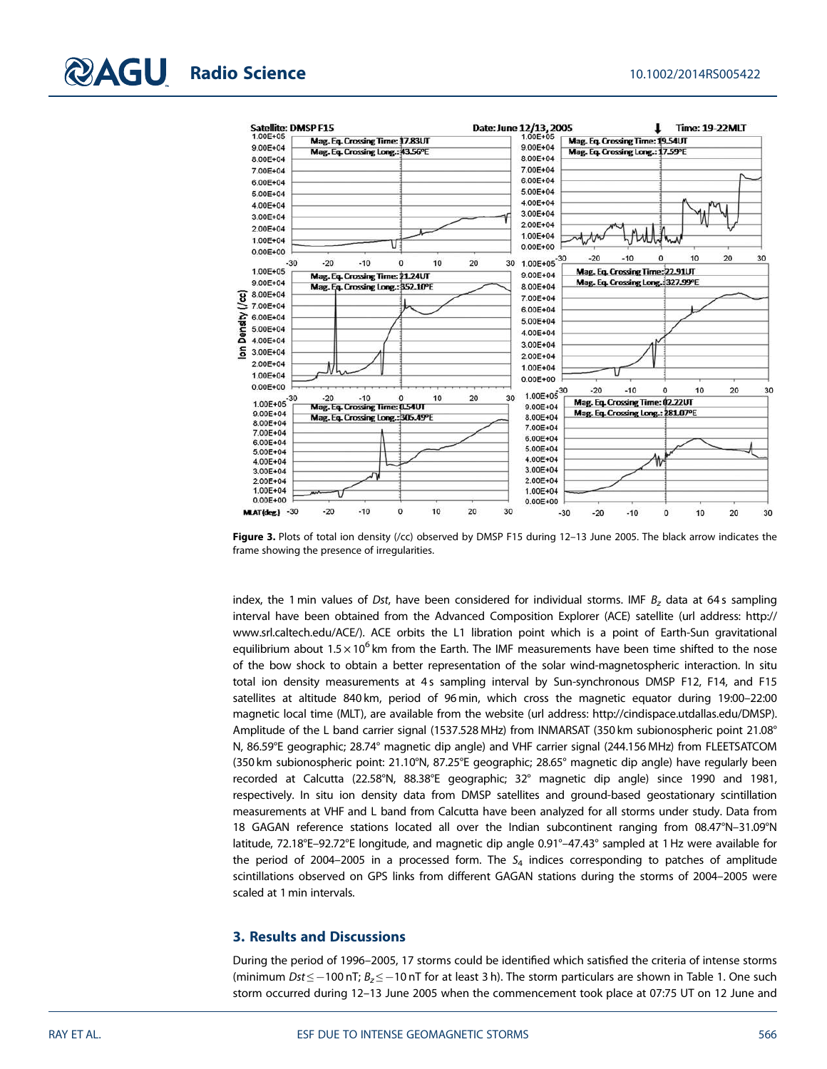**Figure 3.** Plots of total ion density (/cc) observed by DMSP F15 during 12–13 June 2005. The black arrow indicates the frame showing the presence of irregularities.

index, the 1 min values of *Dst*, have been considered for individual storms. IMF $B_z$ data at 64 s sampling interval have been obtained from the Advanced Composition Explorer (ACE) satellite (url address: http://www.srl.caltech.edu/ACE/). ACE orbits the L1 libration point which is a point of Earth-Sun gravitational equilibrium about $1.5 \times 10^6$ km from the Earth. The IMF measurements have been time shifted to the nose of the bow shock to obtain a better representation of the solar wind-magnetospheric interaction. In situ total ion density measurements at 4 s sampling interval by Sun-synchronous DMSP F12, F14, and F15 satellites at altitude 840 km, period of 96 min, which cross the magnetic equator during 19:00–22:00 magnetic local time (MLT), are available from the website (url address: http://cindispace.utdallas.edu/DMSP). Amplitude of the L band carrier signal (1537.528 MHz) from INMARSAT (350 km subionospheric point 21.08°N, 86.59°E geographic; 28.74° magnetic dip angle) and VHF carrier signal (244.156 MHz) from FLEETSATCOM (350 km subionospheric point: 21.10°N, 87.25°E geographic; 28.65° magnetic dip angle) have regularly been recorded at Calcutta (22.58°N, 88.38°E geographic; 32° magnetic dip angle) since 1990 and 1981, respectively. In situ ion density data from DMSP satellites and ground-based geostationary scintillation measurements at VHF and L band from Calcutta have been analyzed for all storms under study. Data from 18 GAGAN reference stations located all over the Indian subcontinent ranging from 08.47°N–31.09°N latitude, 72.18°E–92.72°E longitude, and magnetic dip angle 0.91°–47.43° sampled at 1 Hz were available for the period of 2004–2005 in a processed form. The $S_4$ indices corresponding to patches of amplitude scintillations observed on GPS links from different GAGAN stations during the storms of 2004–2005 were scaled at 1 min intervals.

## 3. Results and Discussions

During the period of 1996–2005, 17 storms could be identified which satisfied the criteria of intense storms (minimum $Dst \leq -100$ nT; $B_z \leq -10$ nT for at least 3 h). The storm particulars are shown in Table 1. One such storm occurred during 12–13 June 2005 when the commencement took place at 07:75 UT on 12 June and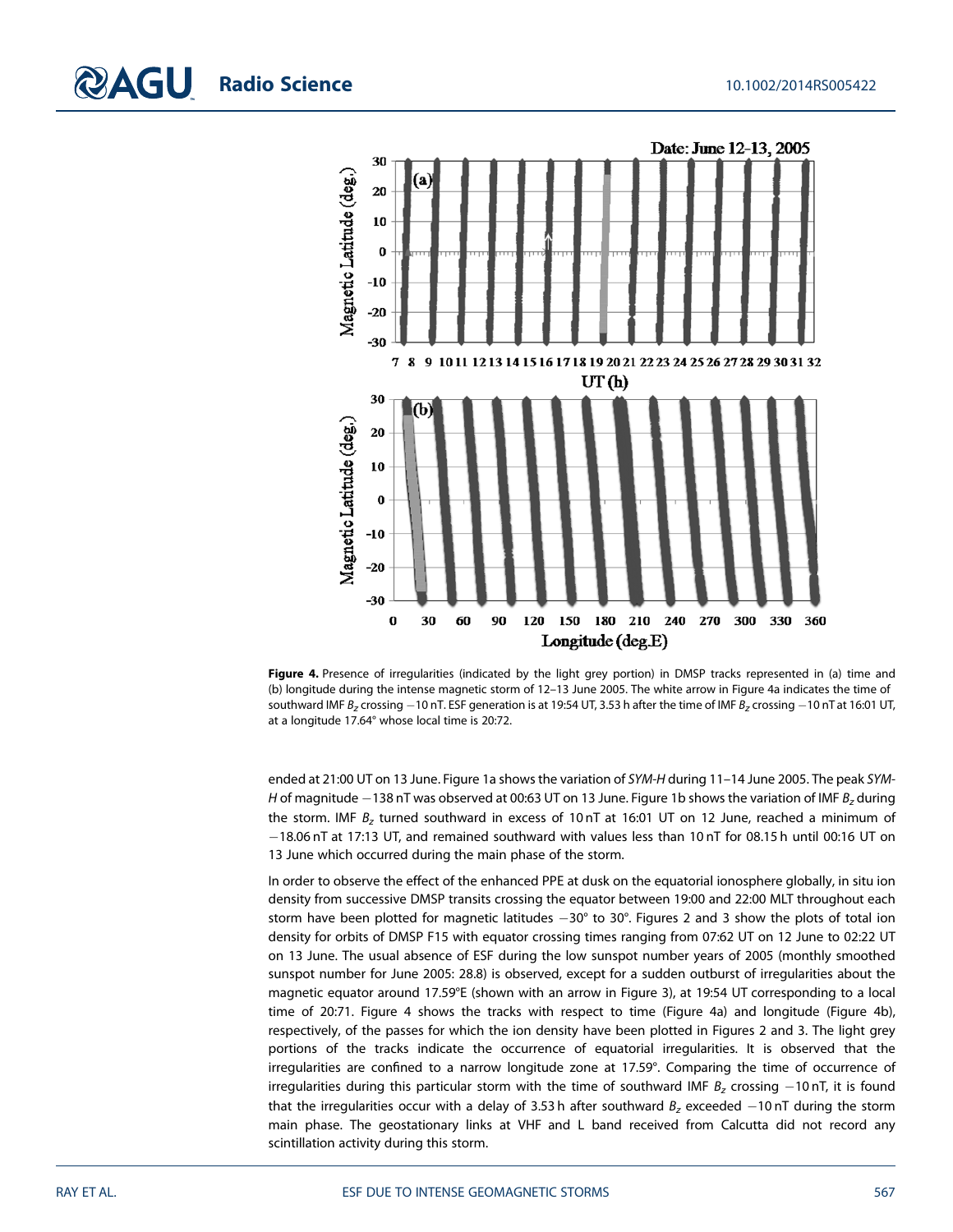**Figure 4.** Presence of irregularities (indicated by the light grey portion) in DMSP tracks represented in (a) time and (b) longitude during the intense magnetic storm of 12–13 June 2005. The white arrow in Figure 4a indicates the time of southward IMF $B_z$ crossing −10 nT. ESF generation is at 19:54 UT, 3.53 h after the time of IMF $B_z$ crossing −10 nT at 16:01 UT, at a longitude 17.64° whose local time is 20:72.

ended at 21:00 UT on 13 June. Figure 1a shows the variation of *SYM-H* during 11–14 June 2005. The peak *SYM-H* of magnitude −138 nT was observed at 00:63 UT on 13 June. Figure 1b shows the variation of IMF $B_z$ during the storm. IMF $B_z$ turned southward in excess of 10 nT at 16:01 UT on 12 June, reached a minimum of −18.06 nT at 17:13 UT, and remained southward with values less than 10 nT for 08.15 h until 00:16 UT on 13 June which occurred during the main phase of the storm.

In order to observe the effect of the enhanced PPE at dusk on the equatorial ionosphere globally, in situ ion density from successive DMSP transits crossing the equator between 19:00 and 22:00 MLT throughout each storm have been plotted for magnetic latitudes −30° to 30°. Figures 2 and 3 show the plots of total ion density for orbits of DMSP F15 with equator crossing times ranging from 07:62 UT on 12 June to 02:22 UT on 13 June. The usual absence of ESF during the low sunspot number years of 2005 (monthly smoothed sunspot number for June 2005: 28.8) is observed, except for a sudden outburst of irregularities about the magnetic equator around 17.59°E (shown with an arrow in Figure 3), at 19:54 UT corresponding to a local time of 20:71. Figure 4 shows the tracks with respect to time (Figure 4a) and longitude (Figure 4b), respectively, of the passes for which the ion density have been plotted in Figures 2 and 3. The light grey portions of the tracks indicate the occurrence of equatorial irregularities. It is observed that the irregularities are confined to a narrow longitude zone at 17.59°. Comparing the time of occurrence of irregularities during this particular storm with the time of southward IMF $B_z$ crossing −10 nT, it is found that the irregularities occur with a delay of 3.53 h after southward $B_z$ exceeded −10 nT during the storm main phase. The geostationary links at VHF and L band received from Calcutta did not record any scintillation activity during this storm.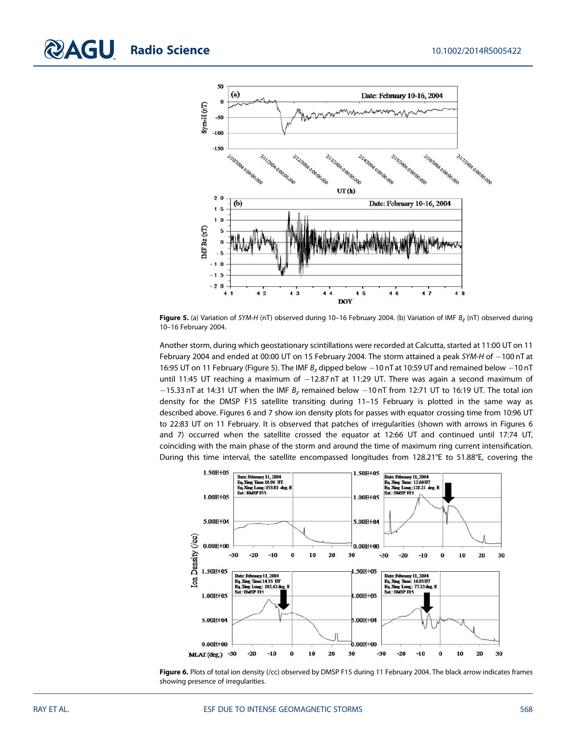**Figure 5.** (a) Variation of *SYM-H* (nT) observed during 10–16 February 2004. (b) Variation of IMF $B_z$ (nT) observed during 10–16 February 2004.

Another storm, during which geostationary scintillations were recorded at Calcutta, started at 11:00 UT on 11 February 2004 and ended at 00:00 UT on 15 February 2004. The storm attained a peak *SYM-H* of −100 nT at 16:95 UT on 11 February (Figure 5). The IMF $B_z$ dipped below −10 nT at 10:59 UT and remained below −10 nT until 11:45 UT reaching a maximum of −12.87 nT at 11:29 UT. There was again a second maximum of −15.33 nT at 14:31 UT when the IMF $B_z$ remained below −10 nT from 12:71 UT to 16:19 UT. The total ion density for the DMSP F15 satellite transiting during 11–15 February is plotted in the same way as described above. Figures 6 and 7 show ion density plots for passes with equator crossing time from 10:96 UT to 22:83 UT on 11 February. It is observed that patches of irregularities (shown with arrows in Figures 6 and 7) occurred when the satellite crossed the equator at 12:66 UT and continued until 17:74 UT, coinciding with the main phase of the storm and around the time of maximum ring current intensification. During this time interval, the satellite encompassed longitudes from 128.21°E to 51.88°E, covering the

**Figure 6.** Plots of total ion density (/cc) observed by DMSP F15 during 11 February 2004. The black arrow indicates frames showing presence of irregularities.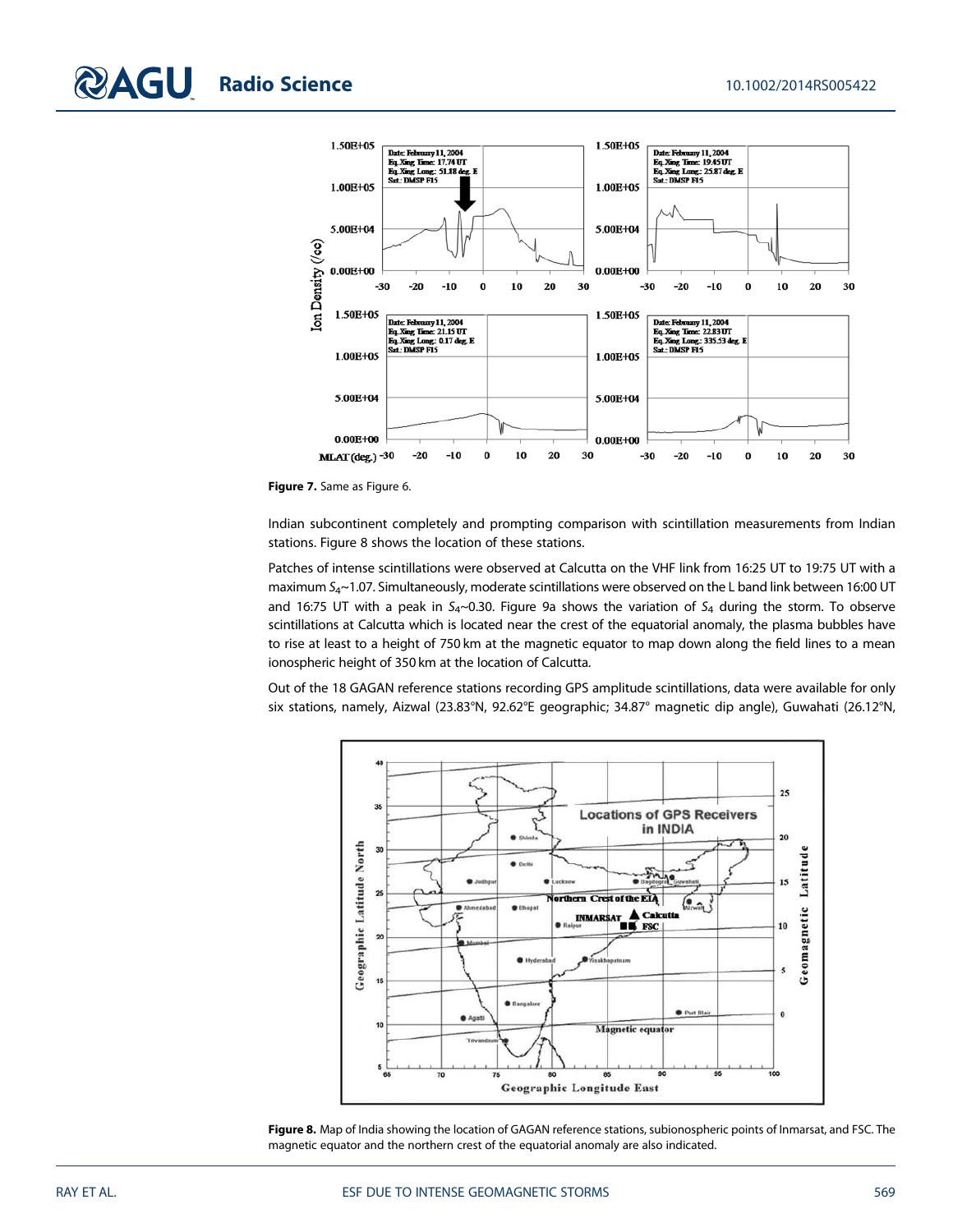Figure 7. Same as Figure 6.

Indian subcontinent completely and prompting comparison with scintillation measurements from Indian stations. Figure 8 shows the location of these stations.

Patches of intense scintillations were observed at Calcutta on the VHF link from 16:25 UT to 19:75 UT with a maximum $S_4$~1.07. Simultaneously, moderate scintillations were observed on the L band link between 16:00 UT and 16:75 UT with a peak in $S_4$~0.30. Figure 9a shows the variation of $S_4$ during the storm. To observe scintillations at Calcutta which is located near the crest of the equatorial anomaly, the plasma bubbles have to rise at least to a height of 750 km at the magnetic equator to map down along the field lines to a mean ionospheric height of 350 km at the location of Calcutta.

Out of the 18 GAGAN reference stations recording GPS amplitude scintillations, data were available for only six stations, namely, Aizwal (23.83°N, 92.62°E geographic; 34.87° magnetic dip angle), Guwahati (26.12°N,

Figure 8. Map of India showing the location of GAGAN reference stations, subionospheric points of Inmarsat, and FSC. The magnetic equator and the northern crest of the equatorial anomaly are also indicated.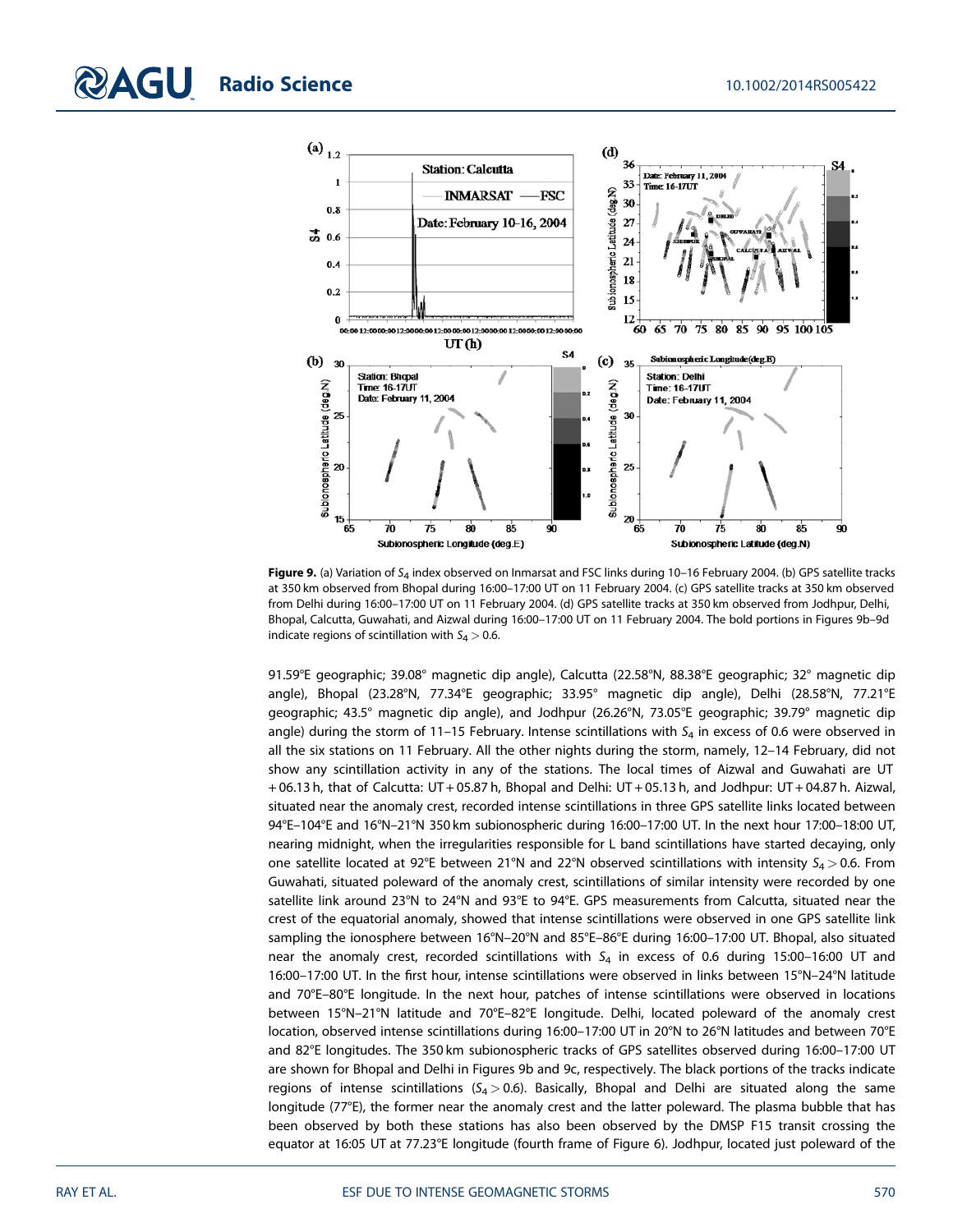**Figure 9.** (a) Variation of $S_4$ index observed on Inmarsat and FSC links during 10–16 February 2004. (b) GPS satellite tracks at 350 km observed from Bhopal during 16:00–17:00 UT on 11 February 2004. (c) GPS satellite tracks at 350 km observed from Delhi during 16:00–17:00 UT on 11 February 2004. (d) GPS satellite tracks at 350 km observed from Jodhpur, Delhi, Bhopal, Calcutta, Guwahati, and Aizwal during 16:00–17:00 UT on 11 February 2004. The bold portions in Figures 9b–9d indicate regions of scintillation with $S_4 > 0.6$.

91.59°E geographic; 39.08° magnetic dip angle), Calcutta (22.58°N, 88.38°E geographic; 32° magnetic dip angle), Bhopal (23.28°N, 77.34°E geographic; 33.95° magnetic dip angle), Delhi (28.58°N, 77.21°E geographic; 43.5° magnetic dip angle), and Jodhpur (26.26°N, 73.05°E geographic; 39.79° magnetic dip angle) during the storm of 11–15 February. Intense scintillations with $S_4$ in excess of 0.6 were observed in all the six stations on 11 February. All the other nights during the storm, namely, 12–14 February, did not show any scintillation activity in any of the stations. The local times of Aizwal and Guwahati are UT + 06.13 h, that of Calcutta: UT + 05.87 h, Bhopal and Delhi: UT + 05.13 h, and Jodhpur: UT + 04.87 h. Aizwal, situated near the anomaly crest, recorded intense scintillations in three GPS satellite links located between 94°E–104°E and 16°N–21°N 350 km subionospheric during 16:00–17:00 UT. In the next hour 17:00–18:00 UT, nearing midnight, when the irregularities responsible for L band scintillations have started decaying, only one satellite located at 92°E between 21°N and 22°N observed scintillations with intensity $S_4 > 0.6$. From Guwahati, situated poleward of the anomaly crest, scintillations of similar intensity were recorded by one satellite link around 23°N to 24°N and 93°E to 94°E. GPS measurements from Calcutta, situated near the crest of the equatorial anomaly, showed that intense scintillations were observed in one GPS satellite link sampling the ionosphere between 16°N–20°N and 85°E–86°E during 16:00–17:00 UT. Bhopal, also situated near the anomaly crest, recorded scintillations with $S_4$ in excess of 0.6 during 15:00–16:00 UT and 16:00–17:00 UT. In the first hour, intense scintillations were observed in links between 15°N–24°N latitude and 70°E–80°E longitude. In the next hour, patches of intense scintillations were observed in locations between 15°N–21°N latitude and 70°E–82°E longitude. Delhi, located poleward of the anomaly crest location, observed intense scintillations during 16:00–17:00 UT in 20°N to 26°N latitudes and between 70°E and 82°E longitudes. The 350 km subionospheric tracks of GPS satellites observed during 16:00–17:00 UT are shown for Bhopal and Delhi in Figures 9b and 9c, respectively. The black portions of the tracks indicate regions of intense scintillations ($S_4 > 0.6$). Basically, Bhopal and Delhi are situated along the same longitude (77°E), the former near the anomaly crest and the latter poleward. The plasma bubble that has been observed by both these stations has also been observed by the DMSP F15 transit crossing the equator at 16:05 UT at 77.23°E longitude (fourth frame of Figure 6). Jodhpur, located just poleward of the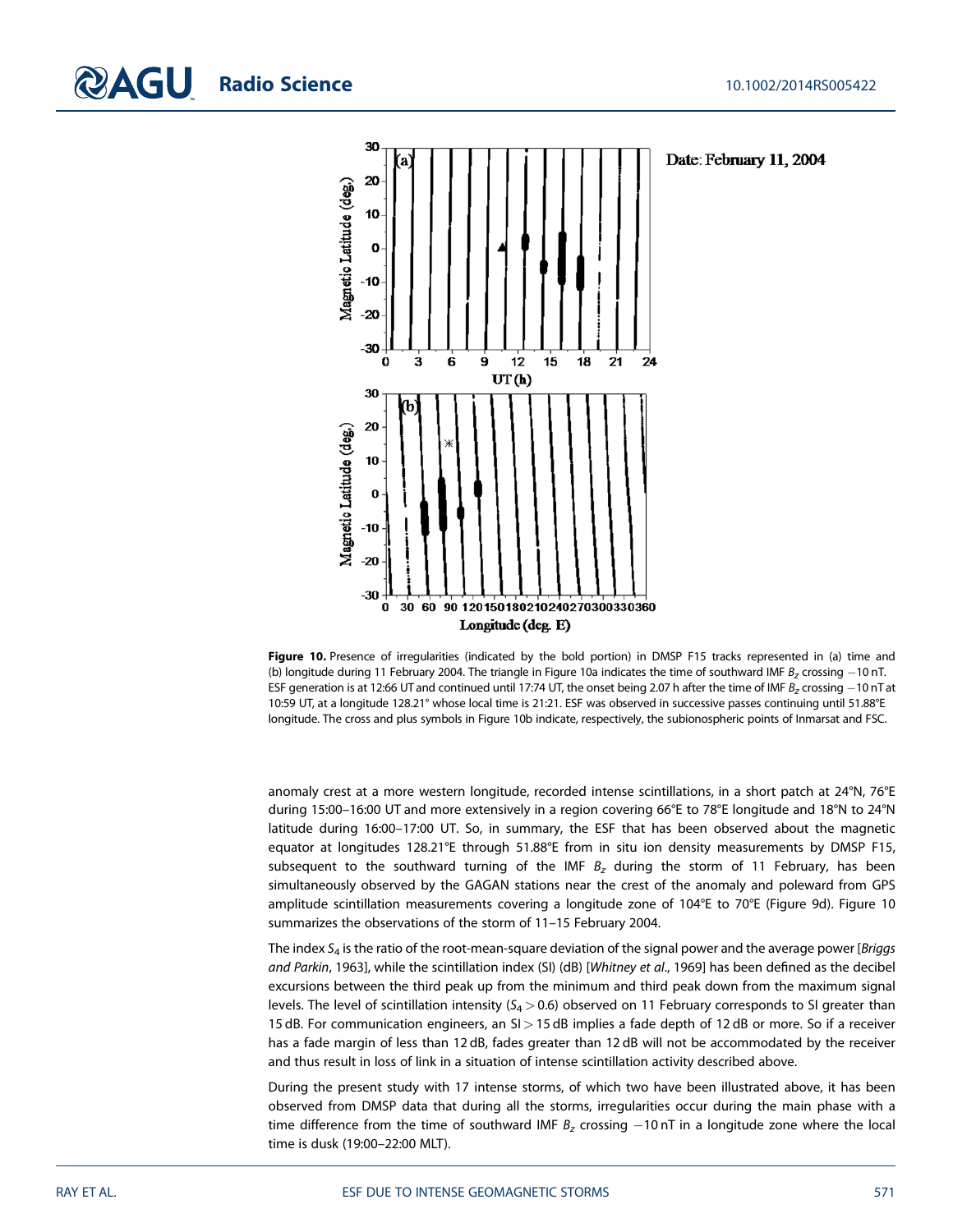Date: February 11, 2004

**Figure 10.** Presence of irregularities (indicated by the bold portion) in DMSP F15 tracks represented in (a) time and (b) longitude during 11 February 2004. The triangle in Figure 10a indicates the time of southward IMF $B_z$ crossing −10 nT. ESF generation is at 12:66 UT and continued until 17:74 UT, the onset being 2.07 h after the time of IMF $B_z$ crossing −10 nT at 10:59 UT, at a longitude 128.21° whose local time is 21:21. ESF was observed in successive passes continuing until 51.88°E longitude. The cross and plus symbols in Figure 10b indicate, respectively, the subionospheric points of Inmarsat and FSC.

anomaly crest at a more western longitude, recorded intense scintillations, in a short patch at 24°N, 76°E during 15:00–16:00 UT and more extensively in a region covering 66°E to 78°E longitude and 18°N to 24°N latitude during 16:00–17:00 UT. So, in summary, the ESF that has been observed about the magnetic equator at longitudes 128.21°E through 51.88°E from in situ ion density measurements by DMSP F15, subsequent to the southward turning of the IMF $B_z$ during the storm of 11 February, has been simultaneously observed by the GAGAN stations near the crest of the anomaly and poleward from GPS amplitude scintillation measurements covering a longitude zone of 104°E to 70°E (Figure 9d). Figure 10 summarizes the observations of the storm of 11–15 February 2004.

The index $S_4$ is the ratio of the root-mean-square deviation of the signal power and the average power [*Briggs and Parkin*, 1963], while the scintillation index (SI) (dB) [*Whitney et al.*, 1969] has been defined as the decibel excursions between the third peak up from the minimum and third peak down from the maximum signal levels. The level of scintillation intensity ($S_4 > 0.6$) observed on 11 February corresponds to SI greater than 15 dB. For communication engineers, an SI > 15 dB implies a fade depth of 12 dB or more. So if a receiver has a fade margin of less than 12 dB, fades greater than 12 dB will not be accommodated by the receiver and thus result in loss of link in a situation of intense scintillation activity described above.

During the present study with 17 intense storms, of which two have been illustrated above, it has been observed from DMSP data that during all the storms, irregularities occur during the main phase with a time difference from the time of southward IMF $B_z$ crossing −10 nT in a longitude zone where the local time is dusk (19:00–22:00 MLT).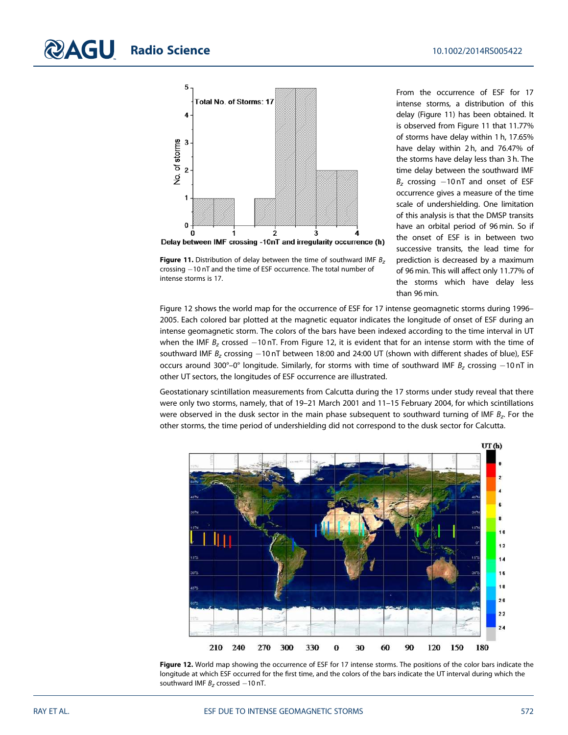From the occurrence of ESF for 17 intense storms, a distribution of this delay (Figure 11) has been obtained. It is observed from Figure 11 that 11.77% of storms have delay within 1 h, 17.65% have delay within 2 h, and 76.47% of the storms have delay less than 3 h. The time delay between the southward IMF $B_z$ crossing −10 nT and onset of ESF occurrence gives a measure of the time scale of undershielding. One limitation of this analysis is that the DMSP transits have an orbital period of 96 min. So if the onset of ESF is in between two successive transits, the lead time for prediction is decreased by a maximum of 96 min. This will affect only 11.77% of the storms which have delay less than 96 min.

**Figure 11.** Distribution of delay between the time of southward IMF $B_z$ crossing −10 nT and the time of ESF occurrence. The total number of intense storms is 17.

Figure 12 shows the world map for the occurrence of ESF for 17 intense geomagnetic storms during 1996–2005. Each colored bar plotted at the magnetic equator indicates the longitude of onset of ESF during an intense geomagnetic storm. The colors of the bars have been indexed according to the time interval in UT when the IMF $B_z$ crossed −10 nT. From Figure 12, it is evident that for an intense storm with the time of southward IMF $B_z$ crossing −10 nT between 18:00 and 24:00 UT (shown with different shades of blue), ESF occurs around 300°–0° longitude. Similarly, for storms with time of southward IMF $B_z$ crossing −10 nT in other UT sectors, the longitudes of ESF occurrence are illustrated.

Geostationary scintillation measurements from Calcutta during the 17 storms under study reveal that there were only two storms, namely, that of 19–21 March 2001 and 11–15 February 2004, for which scintillations were observed in the dusk sector in the main phase subsequent to southward turning of IMF $B_z$. For the other storms, the time period of undershielding did not correspond to the dusk sector for Calcutta.

**Figure 12.** World map showing the occurrence of ESF for 17 intense storms. The positions of the color bars indicate the longitude at which ESF occurred for the first time, and the colors of the bars indicate the UT interval during which the southward IMF $B_z$ crossed −10 nT.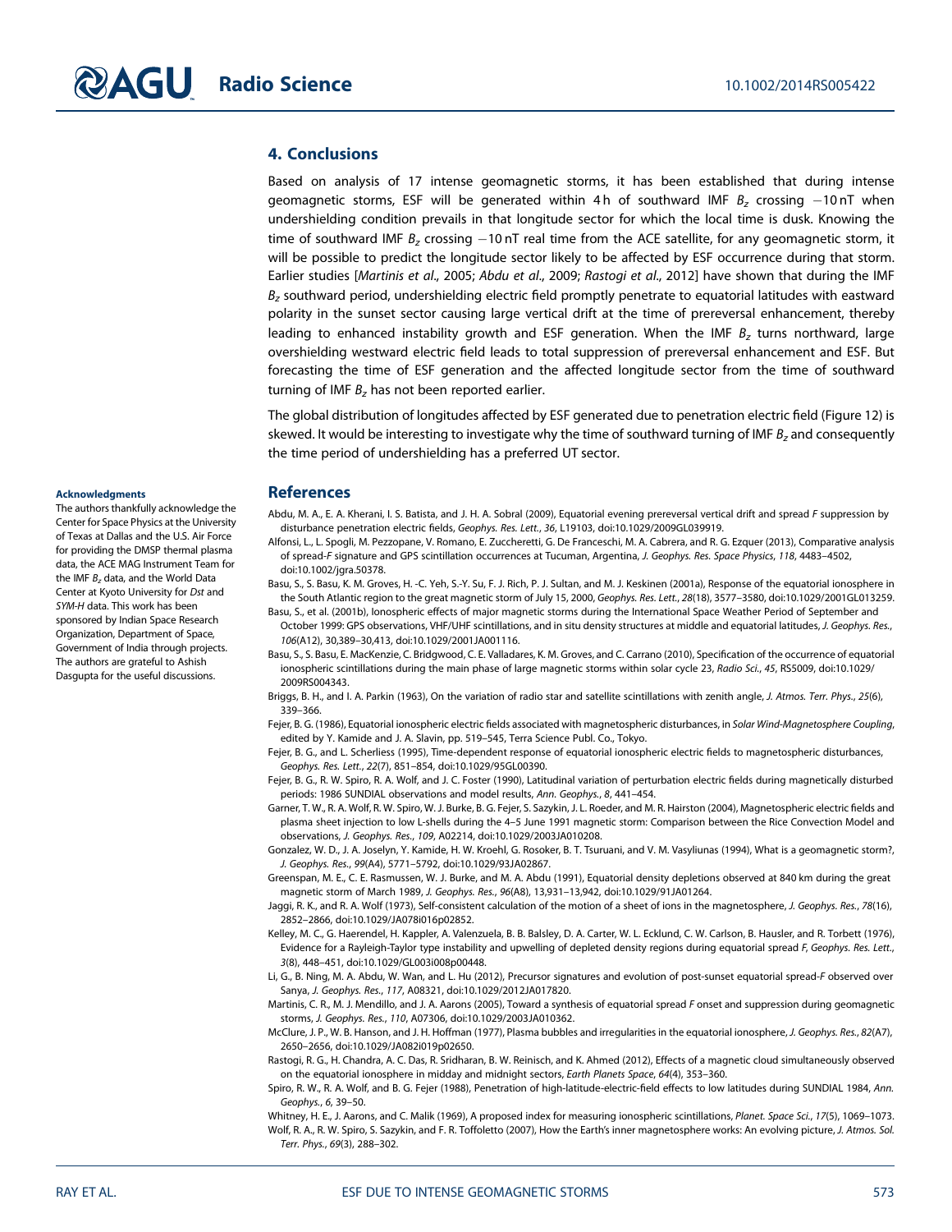## 4. Conclusions

Based on analysis of 17 intense geomagnetic storms, it has been established that during intense geomagnetic storms, ESF will be generated within 4 h of southward IMF $B_z$ crossing $-10$ nT when undershielding condition prevails in that longitude sector for which the local time is dusk. Knowing the time of southward IMF $B_z$ crossing $-10$ nT real time from the ACE satellite, for any geomagnetic storm, it will be possible to predict the longitude sector likely to be affected by ESF occurrence during that storm. Earlier studies [*Martinis et al*., 2005; *Abdu et al*., 2009; *Rastogi et al*., 2012] have shown that during the IMF $B_z$ southward period, undershielding electric field promptly penetrate to equatorial latitudes with eastward polarity in the sunset sector causing large vertical drift at the time of prereversal enhancement, thereby leading to enhanced instability growth and ESF generation. When the IMF $B_z$ turns northward, large overshielding westward electric field leads to total suppression of prereversal enhancement and ESF. But forecasting the time of ESF generation and the affected longitude sector from the time of southward turning of IMF $B_z$ has not been reported earlier.

The global distribution of longitudes affected by ESF generated due to penetration electric field (Figure 12) is skewed. It would be interesting to investigate why the time of southward turning of IMF $B_z$ and consequently the time period of undershielding has a preferred UT sector.

**Acknowledgments**

The authors thankfully acknowledge the Center for Space Physics at the University of Texas at Dallas and the U.S. Air Force for providing the DMSP thermal plasma data, the ACE MAG Instrument Team for the IMF $B_z$ data, and the World Data Center at Kyoto University for *Dst* and *SYM-H* data. This work has been sponsored by Indian Space Research Organization, Department of Space, Government of India through projects. The authors are grateful to Ashish Dasgupta for the useful discussions.

## References

Abdu, M. A., E. A. Kherani, I. S. Batista, and J. H. A. Sobral (2009), Equatorial evening prereversal vertical drift and spread *F* suppression by disturbance penetration electric fields, *Geophys. Res. Lett.*, *36*, L19103, doi:10.1029/2009GL039919.

Alfonsi, L., L. Spogli, M. Pezzopane, V. Romano, E. Zuccheretti, G. De Franceschi, M. A. Cabrera, and R. G. Ezquer (2013), Comparative analysis of spread-*F* signature and GPS scintillation occurrences at Tucuman, Argentina, *J. Geophys. Res. Space Physics*, *118*, 4483–4502, doi:10.1002/jgra.50378.

Basu, S., S. Basu, K. M. Groves, H.-C. Yeh, S.-Y. Su, F. J. Rich, P. J. Sultan, and M. J. Keskinen (2001a), Response of the equatorial ionosphere in the South Atlantic region to the great magnetic storm of July 15, 2000, *Geophys. Res. Lett.*, *28*(18), 3577–3580, doi:10.1029/2001GL013259.

Basu, S., et al. (2001b), Ionospheric effects of major magnetic storms during the International Space Weather Period of September and October 1999: GPS observations, VHF/UHF scintillations, and in situ density structures at middle and equatorial latitudes, *J. Geophys. Res.*, *106*(A12), 30,389–30,413, doi:10.1029/2001JA001116.

Basu, S., S. Basu, E. MacKenzie, C. Bridgwood, C. E. Valladares, K. M. Groves, and C. Carrano (2010), Specification of the occurrence of equatorial ionospheric scintillations during the main phase of large magnetic storms within solar cycle 23, *Radio Sci.*, *45*, RS5009, doi:10.1029/2009RS004343.

Briggs, B. H., and I. A. Parkin (1963), On the variation of radio star and satellite scintillations with zenith angle, *J. Atmos. Terr. Phys.*, *25*(6), 339–366.

Fejer, B. G. (1986), Equatorial ionospheric electric fields associated with magnetospheric disturbances, in *Solar Wind-Magnetosphere Coupling*, edited by Y. Kamide and J. A. Slavin, pp. 519–545, Terra Science Publ. Co., Tokyo.

Fejer, B. G., and L. Scherliess (1995), Time-dependent response of equatorial ionospheric electric fields to magnetospheric disturbances, *Geophys. Res. Lett.*, *22*(7), 851–854, doi:10.1029/95GL00390.

Fejer, B. G., R. W. Spiro, R. A. Wolf, and J. C. Foster (1990), Latitudinal variation of perturbation electric fields during magnetically disturbed periods: 1986 SUNDIAL observations and model results, *Ann. Geophys.*, *8*, 441–454.

Garner, T. W., R. A. Wolf, R. W. Spiro, W. J. Burke, B. G. Fejer, S. Sazykin, J. L. Roeder, and M. R. Hairston (2004), Magnetospheric electric fields and plasma sheet injection to low L-shells during the 4–5 June 1991 magnetic storm: Comparison between the Rice Convection Model and observations, *J. Geophys. Res.*, *109*, A02214, doi:10.1029/2003JA010208.

Gonzalez, W. D., J. A. Joselyn, Y. Kamide, H. W. Kroehl, G. Rosoker, B. T. Tsuruani, and V. M. Vasyliunas (1994), What is a geomagnetic storm?, *J. Geophys. Res.*, *99*(A4), 5771–5792, doi:10.1029/93JA02867.

Greenspan, M. E., C. E. Rasmussen, W. J. Burke, and M. A. Abdu (1991), Equatorial density depletions observed at 840 km during the great magnetic storm of March 1989, *J. Geophys. Res.*, *96*(A8), 13,931–13,942, doi:10.1029/91JA01264.

Jaggi, R. K., and R. A. Wolf (1973), Self-consistent calculation of the motion of a sheet of ions in the magnetosphere, *J. Geophys. Res.*, *78*(16), 2852–2866, doi:10.1029/JA078i016p02852.

Kelley, M. C., G. Haerendel, H. Kappler, A. Valenzuela, B. B. Balsley, D. A. Carter, W. L. Ecklund, C. W. Carlson, B. Hausler, and R. Torbett (1976), Evidence for a Rayleigh-Taylor type instability and upwelling of depleted density regions during equatorial spread *F*, *Geophys. Res. Lett.*, *3*(8), 448–451, doi:10.1029/GL003i008p00448.

Li, G., B. Ning, M. A. Abdu, W. Wan, and L. Hu (2012), Precursor signatures and evolution of post-sunset equatorial spread-*F* observed over Sanya, *J. Geophys. Res.*, *117*, A08321, doi:10.1029/2012JA017820.

Martinis, C. R., M. J. Mendillo, and J. A. Aarons (2005), Toward a synthesis of equatorial spread *F* onset and suppression during geomagnetic storms, *J. Geophys. Res.*, *110*, A07306, doi:10.1029/2003JA010362.

McClure, J. P., W. B. Hanson, and J. H. Hoffman (1977), Plasma bubbles and irregularities in the equatorial ionosphere, *J. Geophys. Res.*, *82*(A7), 2650–2656, doi:10.1029/JA082i019p02650.

Rastogi, R. G., H. Chandra, A. C. Das, R. Sridharan, B. W. Reinisch, and K. Ahmed (2012), Effects of a magnetic cloud simultaneously observed on the equatorial ionosphere in midday and midnight sectors, *Earth Planets Space*, *64*(4), 353–360.

Spiro, R. W., R. A. Wolf, and B. G. Fejer (1988), Penetration of high-latitude-electric-field effects to low latitudes during SUNDIAL 1984, *Ann. Geophys.*, *6*, 39–50.

Whitney, H. E., J. Aarons, and C. Malik (1969), A proposed index for measuring ionospheric scintillations, *Planet. Space Sci.*, *17*(5), 1069–1073.

Wolf, R. A., R. W. Spiro, S. Sazykin, and F. R. Toffoletto (2007), How the Earth's inner magnetosphere works: An evolving picture, *J. Atmos. Sol. Terr. Phys.*, *69*(3), 288–302.